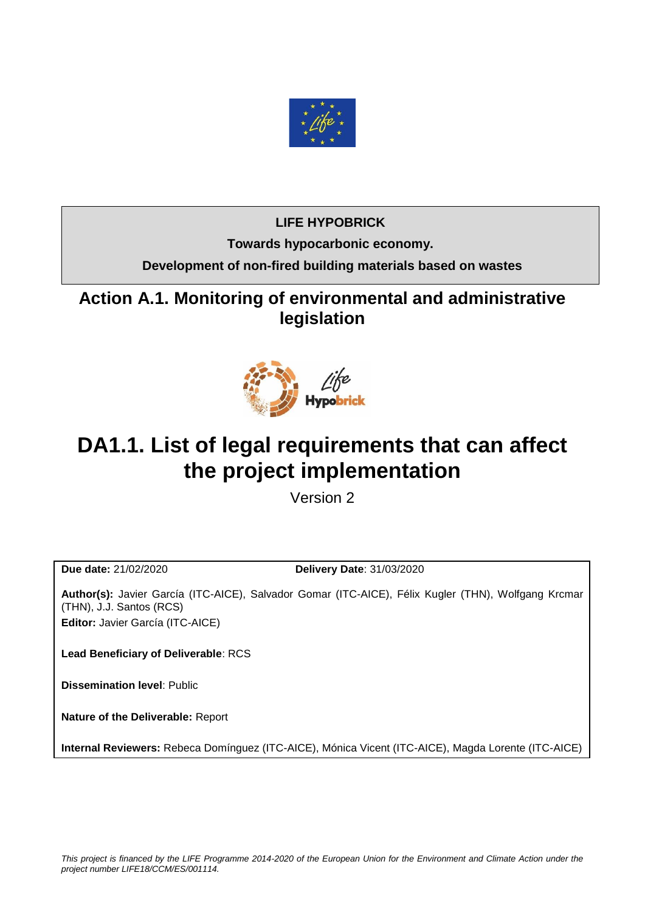**LIFE HYPOBRICK**

**Towards hypocarbonic economy.**

**Development of non-fired building materials based on wastes**

## Action A.1. Monitoring of environmental and administrative legislation

# DA1.1. List of legal requirements that can affect the project implementation

Version 2

**Due date:** 21/02/2020 **Delivery Date**: 31/03/2020

**Author(s):** Javier García (ITC-AICE), Salvador Gomar (ITC-AICE), Félix Kugler (THN), Wolfgang Krcmar (THN), J.J. Santos (RCS)

**Editor:** Javier García (ITC-AICE)

**Lead Beneficiary of Deliverable**: RCS

**Dissemination level**: Public

**Nature of the Deliverable:** Report

**Internal Reviewers:** Rebeca Domínguez (ITC-AICE), Mónica Vicent (ITC-AICE), Magda Lorente (ITC-AICE)

*This project is financed by the LIFE Programme 2014-2020 of the European Union for the Environment and Climate Action under the project number LIFE18/CCM/ES/001114.*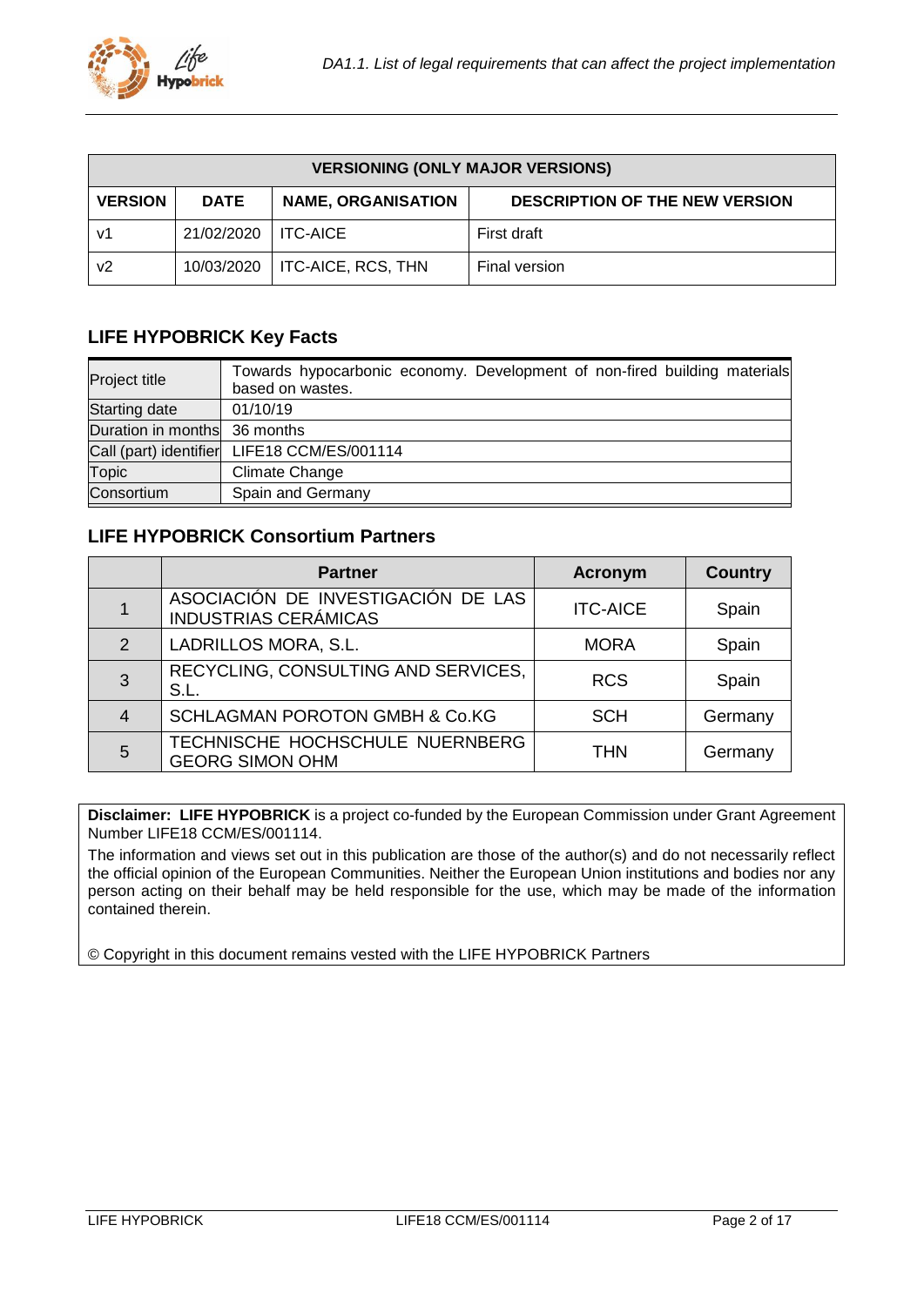| VERSIONING (ONLY MAJOR VERSIONS) | | | |
|---|---|---|---|
| **VERSION** | **DATE** | **NAME, ORGANISATION** | **DESCRIPTION OF THE NEW VERSION** |
| v1 | 21/02/2020 | ITC-AICE | First draft |
| v2 | 10/03/2020 | ITC-AICE, RCS, THN | Final version |

## LIFE HYPOBRICK Key Facts

| | |
|---|---|
| Project title | Towards hypocarbonic economy. Development of non-fired building materials based on wastes. |
| Starting date | 01/10/19 |
| Duration in months | 36 months |
| Call (part) identifier | LIFE18 CCM/ES/001114 |
| Topic | Climate Change |
| Consortium | Spain and Germany |

## LIFE HYPOBRICK Consortium Partners

| | Partner | Acronym | Country |
|---|---|---|---|
| 1 | ASOCIACIÓN DE INVESTIGACIÓN DE LAS INDUSTRIAS CERÁMICAS | ITC-AICE | Spain |
| 2 | LADRILLOS MORA, S.L. | MORA | Spain |
| 3 | RECYCLING, CONSULTING AND SERVICES, S.L. | RCS | Spain |
| 4 | SCHLAGMAN POROTON GMBH & Co.KG | SCH | Germany |
| 5 | TECHNISCHE HOCHSCHULE NUERNBERG GEORG SIMON OHM | THN | Germany |

**Disclaimer: LIFE HYPOBRICK** is a project co-funded by the European Commission under Grant Agreement Number LIFE18 CCM/ES/001114.

The information and views set out in this publication are those of the author(s) and do not necessarily reflect the official opinion of the European Communities. Neither the European Union institutions and bodies nor any person acting on their behalf may be held responsible for the use, which may be made of the information contained therein.

© Copyright in this document remains vested with the LIFE HYPOBRICK Partners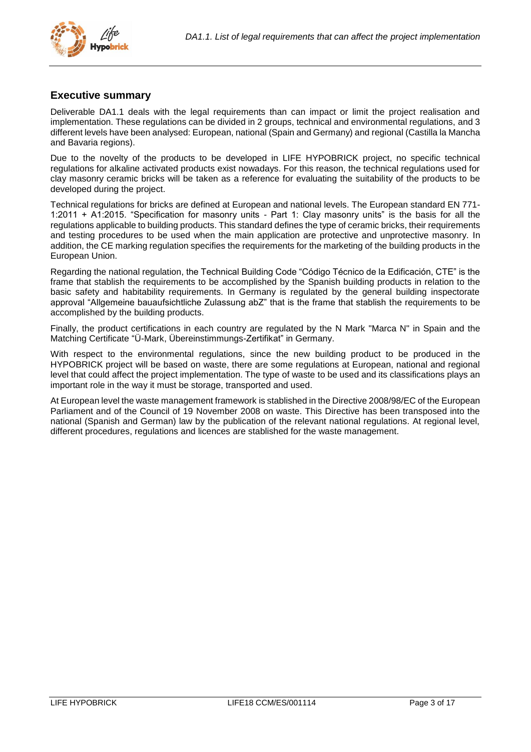## Executive summary

Deliverable DA1.1 deals with the legal requirements than can impact or limit the project realisation and implementation. These regulations can be divided in 2 groups, technical and environmental regulations, and 3 different levels have been analysed: European, national (Spain and Germany) and regional (Castilla la Mancha and Bavaria regions).

Due to the novelty of the products to be developed in LIFE HYPOBRICK project, no specific technical regulations for alkaline activated products exist nowadays. For this reason, the technical regulations used for clay masonry ceramic bricks will be taken as a reference for evaluating the suitability of the products to be developed during the project.

Technical regulations for bricks are defined at European and national levels. The European standard EN 771-1:2011 + A1:2015. "Specification for masonry units - Part 1: Clay masonry units" is the basis for all the regulations applicable to building products. This standard defines the type of ceramic bricks, their requirements and testing procedures to be used when the main application are protective and unprotective masonry. In addition, the CE marking regulation specifies the requirements for the marketing of the building products in the European Union.

Regarding the national regulation, the Technical Building Code "Código Técnico de la Edificación, CTE" is the frame that stablish the requirements to be accomplished by the Spanish building products in relation to the basic safety and habitability requirements. In Germany is regulated by the general building inspectorate approval "Allgemeine bauaufsichtliche Zulassung abZ" that is the frame that stablish the requirements to be accomplished by the building products.

Finally, the product certifications in each country are regulated by the N Mark "Marca N" in Spain and the Matching Certificate "Ü-Mark, Übereinstimmungs-Zertifikat" in Germany.

With respect to the environmental regulations, since the new building product to be produced in the HYPOBRICK project will be based on waste, there are some regulations at European, national and regional level that could affect the project implementation. The type of waste to be used and its classifications plays an important role in the way it must be storage, transported and used.

At European level the waste management framework is stablished in the Directive 2008/98/EC of the European Parliament and of the Council of 19 November 2008 on waste. This Directive has been transposed into the national (Spanish and German) law by the publication of the relevant national regulations. At regional level, different procedures, regulations and licences are stablished for the waste management.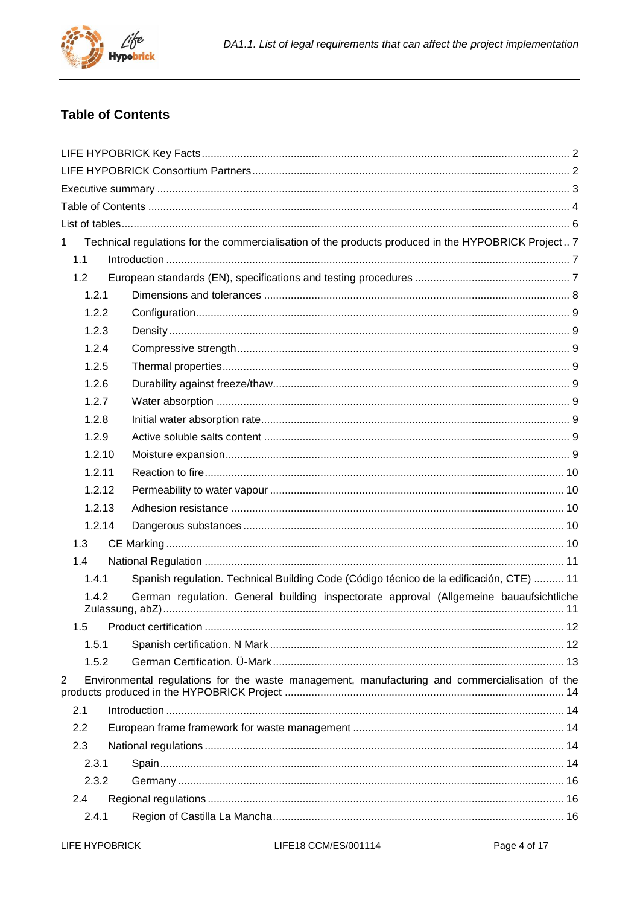# Table of Contents

LIFE HYPOBRICK Key Facts ..... 2
LIFE HYPOBRICK Consortium Partners ..... 2
Executive summary ..... 3
Table of Contents ..... 4
List of tables ..... 6

1 Technical regulations for the commercialisation of the products produced in the HYPOBRICK Project ..... 7
- 1.1 Introduction ..... 7
- 1.2 European standards (EN), specifications and testing procedures ..... 7
  - 1.2.1 Dimensions and tolerances ..... 8
  - 1.2.2 Configuration ..... 9
  - 1.2.3 Density ..... 9
  - 1.2.4 Compressive strength ..... 9
  - 1.2.5 Thermal properties ..... 9
  - 1.2.6 Durability against freeze/thaw ..... 9
  - 1.2.7 Water absorption ..... 9
  - 1.2.8 Initial water absorption rate ..... 9
  - 1.2.9 Active soluble salts content ..... 9
  - 1.2.10 Moisture expansion ..... 9
  - 1.2.11 Reaction to fire ..... 10
  - 1.2.12 Permeability to water vapour ..... 10
  - 1.2.13 Adhesion resistance ..... 10
  - 1.2.14 Dangerous substances ..... 10
- 1.3 CE Marking ..... 10
- 1.4 National Regulation ..... 11
  - 1.4.1 Spanish regulation. Technical Building Code (Código técnico de la edificación, CTE) ..... 11
  - 1.4.2 German regulation. General building inspectorate approval (Allgemeine bauaufsichtliche Zulassung, abZ) ..... 11
- 1.5 Product certification ..... 12
  - 1.5.1 Spanish certification. N Mark ..... 12
  - 1.5.2 German Certification. Ü-Mark ..... 13

2 Environmental regulations for the waste management, manufacturing and commercialisation of the products produced in the HYPOBRICK Project ..... 14
- 2.1 Introduction ..... 14
- 2.2 European frame framework for waste management ..... 14
- 2.3 National regulations ..... 14
  - 2.3.1 Spain ..... 14
  - 2.3.2 Germany ..... 16
- 2.4 Regional regulations ..... 16
  - 2.4.1 Region of Castilla La Mancha ..... 16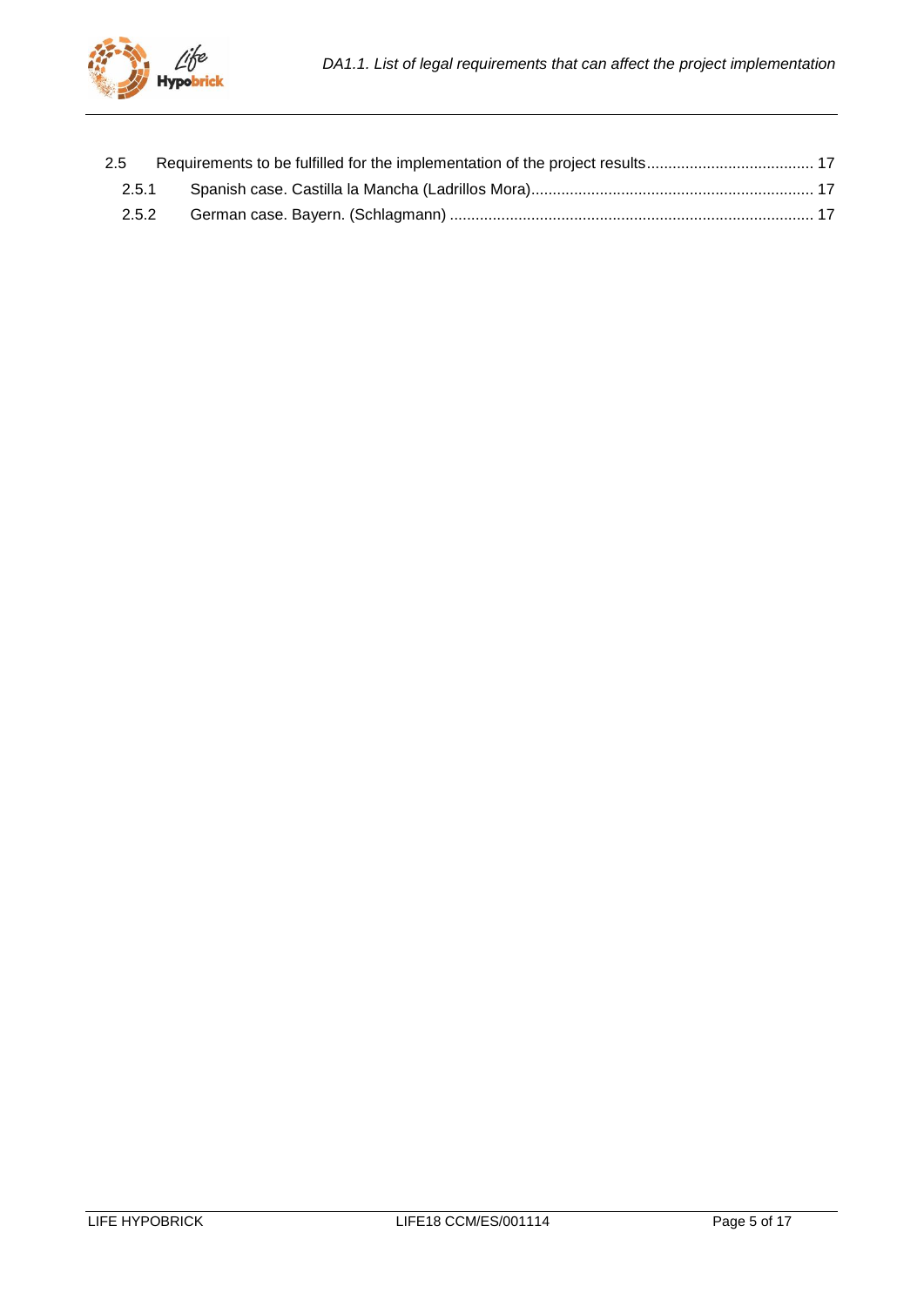2.5 Requirements to be fulfilled for the implementation of the project results ....................................... 17

2.5.1 Spanish case. Castilla la Mancha (Ladrillos Mora) ................................................................... 17

2.5.2 German case. Bayern. (Schlagmann) ..................................................................................... 17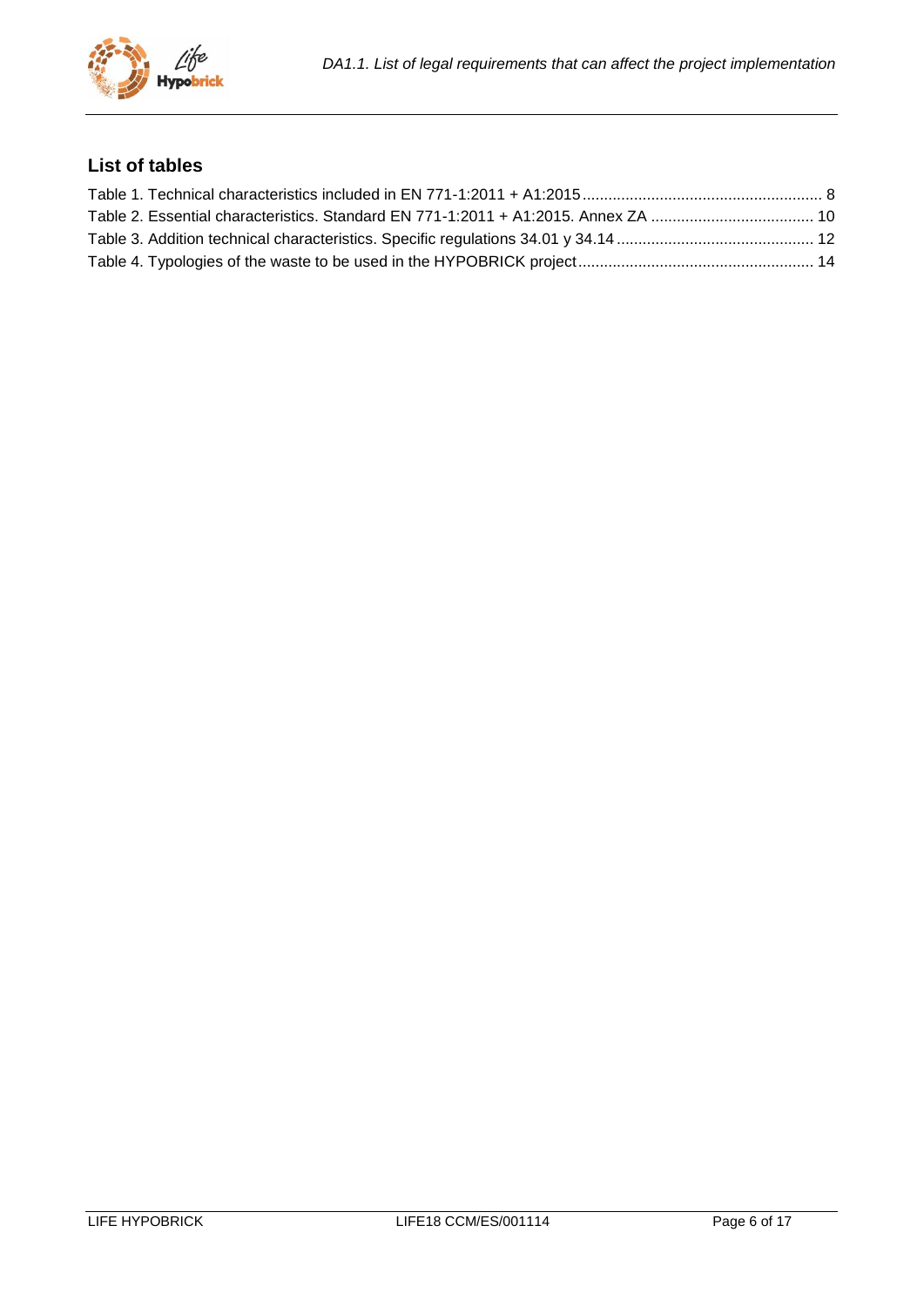## List of tables

Table 1. Technical characteristics included in EN 771-1:2011 + A1:2015 ........................................................ 8

Table 2. Essential characteristics. Standard EN 771-1:2011 + A1:2015. Annex ZA ...................................... 10

Table 3. Addition technical characteristics. Specific regulations 34.01 y 34.14 .............................................. 12

Table 4. Typologies of the waste to be used in the HYPOBRICK project....................................................... 14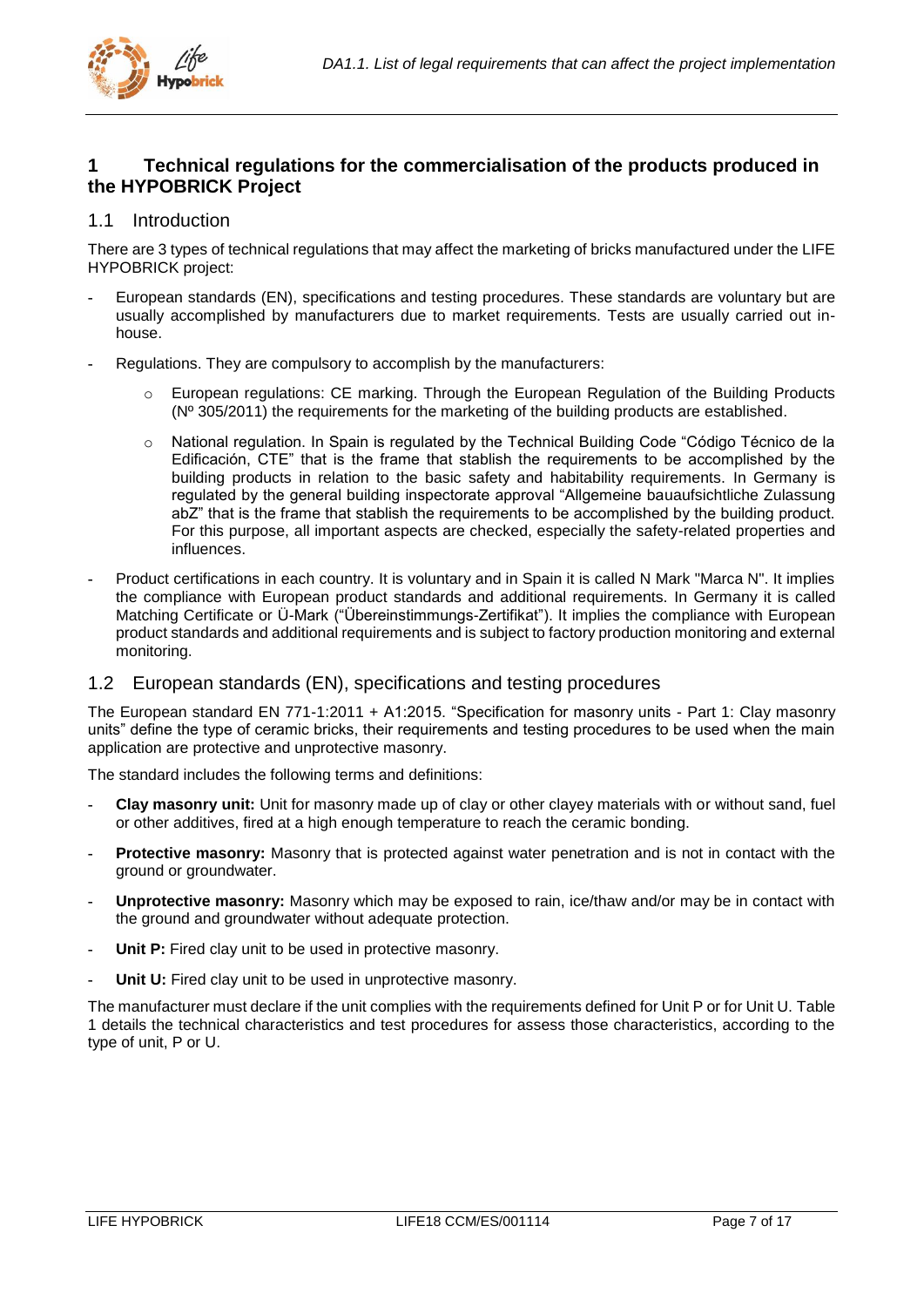# 1 Technical regulations for the commercialisation of the products produced in the HYPOBRICK Project

## 1.1 Introduction

There are 3 types of technical regulations that may affect the marketing of bricks manufactured under the LIFE HYPOBRICK project:

- European standards (EN), specifications and testing procedures. These standards are voluntary but are usually accomplished by manufacturers due to market requirements. Tests are usually carried out in-house.
- Regulations. They are compulsory to accomplish by the manufacturers:
  - European regulations: CE marking. Through the European Regulation of the Building Products (Nº 305/2011) the requirements for the marketing of the building products are established.
  - National regulation. In Spain is regulated by the Technical Building Code "Código Técnico de la Edificación, CTE" that is the frame that stablish the requirements to be accomplished by the building products in relation to the basic safety and habitability requirements. In Germany is regulated by the general building inspectorate approval "Allgemeine bauaufsichtliche Zulassung abZ" that is the frame that stablish the requirements to be accomplished by the building product. For this purpose, all important aspects are checked, especially the safety-related properties and influences.
- Product certifications in each country. It is voluntary and in Spain it is called N Mark "Marca N". It implies the compliance with European product standards and additional requirements. In Germany it is called Matching Certificate or Ü-Mark ("Übereinstimmungs-Zertifikat"). It implies the compliance with European product standards and additional requirements and is subject to factory production monitoring and external monitoring.

## 1.2 European standards (EN), specifications and testing procedures

The European standard EN 771-1:2011 + A1:2015. "Specification for masonry units - Part 1: Clay masonry units" define the type of ceramic bricks, their requirements and testing procedures to be used when the main application are protective and unprotective masonry.

The standard includes the following terms and definitions:

- **Clay masonry unit:** Unit for masonry made up of clay or other clayey materials with or without sand, fuel or other additives, fired at a high enough temperature to reach the ceramic bonding.
- **Protective masonry:** Masonry that is protected against water penetration and is not in contact with the ground or groundwater.
- **Unprotective masonry:** Masonry which may be exposed to rain, ice/thaw and/or may be in contact with the ground and groundwater without adequate protection.
- **Unit P:** Fired clay unit to be used in protective masonry.
- **Unit U:** Fired clay unit to be used in unprotective masonry.

The manufacturer must declare if the unit complies with the requirements defined for Unit P or for Unit U. Table 1 details the technical characteristics and test procedures for assess those characteristics, according to the type of unit, P or U.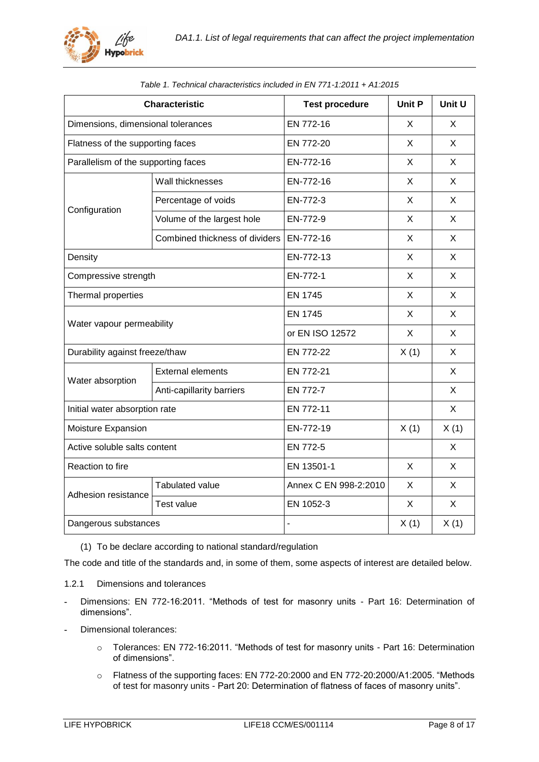*Table 1. Technical characteristics included in EN 771-1:2011 + A1:2015*

| Characteristic | | Test procedure | Unit P | Unit U |
|---|---|---|---|---|
| Dimensions, dimensional tolerances | | EN 772-16 | X | X |
| Flatness of the supporting faces | | EN 772-20 | X | X |
| Parallelism of the supporting faces | | EN-772-16 | X | X |
| Configuration | Wall thicknesses | EN-772-16 | X | X |
| | Percentage of voids | EN-772-3 | X | X |
| | Volume of the largest hole | EN-772-9 | X | X |
| | Combined thickness of dividers | EN-772-16 | X | X |
| Density | | EN-772-13 | X | X |
| Compressive strength | | EN-772-1 | X | X |
| Thermal properties | | EN 1745 | X | X |
| Water vapour permeability | | EN 1745 | X | X |
| | | or EN ISO 12572 | X | X |
| Durability against freeze/thaw | | EN 772-22 | X (1) | X |
| Water absorption | External elements | EN 772-21 | | X |
| | Anti-capillarity barriers | EN 772-7 | | X |
| Initial water absorption rate | | EN 772-11 | | X |
| Moisture Expansion | | EN-772-19 | X (1) | X (1) |
| Active soluble salts content | | EN 772-5 | | X |
| Reaction to fire | | EN 13501-1 | X | X |
| Adhesion resistance | Tabulated value | Annex C EN 998-2:2010 | X | X |
| | Test value | EN 1052-3 | X | X |
| Dangerous substances | | - | X (1) | X (1) |

(1) To be declare according to national standard/regulation

The code and title of the standards and, in some of them, some aspects of interest are detailed below.

1.2.1 Dimensions and tolerances

- Dimensions: EN 772-16:2011. "Methods of test for masonry units - Part 16: Determination of dimensions".
- Dimensional tolerances:
  - Tolerances: EN 772-16:2011. "Methods of test for masonry units - Part 16: Determination of dimensions".
  - Flatness of the supporting faces: EN 772-20:2000 and EN 772-20:2000/A1:2005. "Methods of test for masonry units - Part 20: Determination of flatness of faces of masonry units".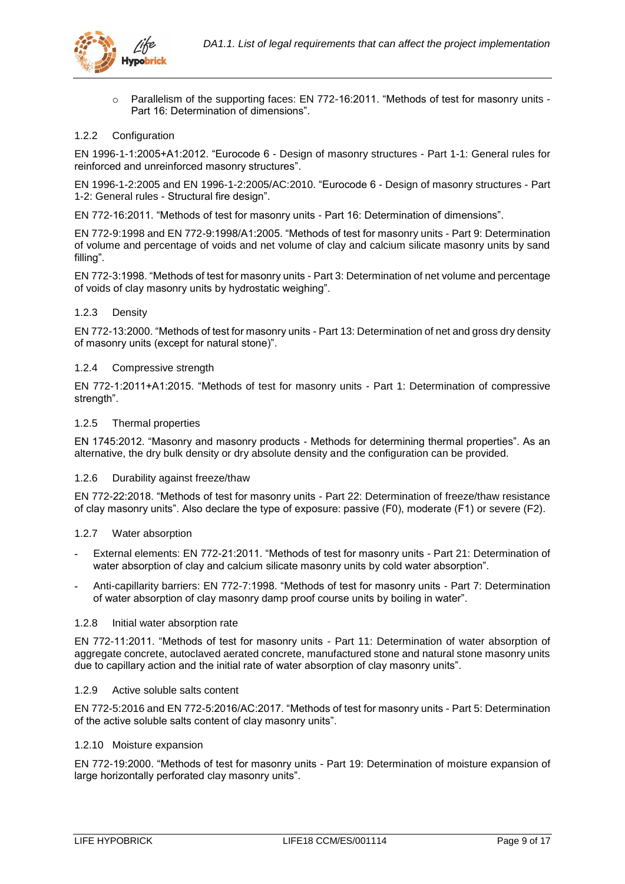- Parallelism of the supporting faces: EN 772-16:2011. “Methods of test for masonry units - Part 16: Determination of dimensions”.

### 1.2.2 Configuration

EN 1996-1-1:2005+A1:2012. “Eurocode 6 - Design of masonry structures - Part 1-1: General rules for reinforced and unreinforced masonry structures”.

EN 1996-1-2:2005 and EN 1996-1-2:2005/AC:2010. “Eurocode 6 - Design of masonry structures - Part 1-2: General rules - Structural fire design”.

EN 772-16:2011. “Methods of test for masonry units - Part 16: Determination of dimensions”.

EN 772-9:1998 and EN 772-9:1998/A1:2005. “Methods of test for masonry units - Part 9: Determination of volume and percentage of voids and net volume of clay and calcium silicate masonry units by sand filling”.

EN 772-3:1998. “Methods of test for masonry units - Part 3: Determination of net volume and percentage of voids of clay masonry units by hydrostatic weighing”.

### 1.2.3 Density

EN 772-13:2000. “Methods of test for masonry units - Part 13: Determination of net and gross dry density of masonry units (except for natural stone)”.

### 1.2.4 Compressive strength

EN 772-1:2011+A1:2015. “Methods of test for masonry units - Part 1: Determination of compressive strength”.

### 1.2.5 Thermal properties

EN 1745:2012. “Masonry and masonry products - Methods for determining thermal properties”. As an alternative, the dry bulk density or dry absolute density and the configuration can be provided.

### 1.2.6 Durability against freeze/thaw

EN 772-22:2018. “Methods of test for masonry units - Part 22: Determination of freeze/thaw resistance of clay masonry units”. Also declare the type of exposure: passive (F0), moderate (F1) or severe (F2).

### 1.2.7 Water absorption

- External elements: EN 772-21:2011. “Methods of test for masonry units - Part 21: Determination of water absorption of clay and calcium silicate masonry units by cold water absorption”.
- Anti-capillarity barriers: EN 772-7:1998. “Methods of test for masonry units - Part 7: Determination of water absorption of clay masonry damp proof course units by boiling in water”.

### 1.2.8 Initial water absorption rate

EN 772-11:2011. “Methods of test for masonry units - Part 11: Determination of water absorption of aggregate concrete, autoclaved aerated concrete, manufactured stone and natural stone masonry units due to capillary action and the initial rate of water absorption of clay masonry units”.

### 1.2.9 Active soluble salts content

EN 772-5:2016 and EN 772-5:2016/AC:2017. “Methods of test for masonry units - Part 5: Determination of the active soluble salts content of clay masonry units”.

### 1.2.10 Moisture expansion

EN 772-19:2000. “Methods of test for masonry units - Part 19: Determination of moisture expansion of large horizontally perforated clay masonry units”.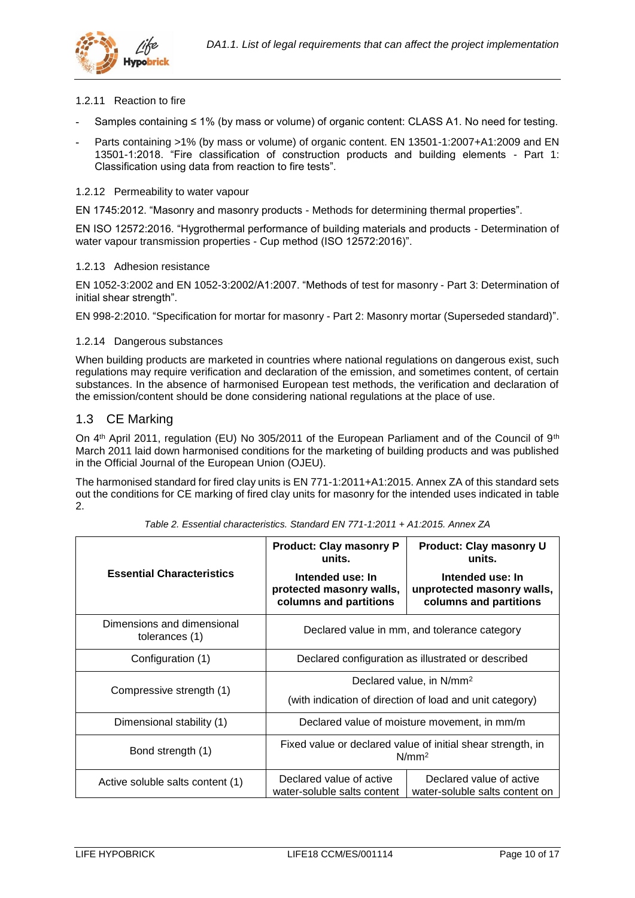#### 1.2.11 Reaction to fire

- Samples containing ≤ 1% (by mass or volume) of organic content: CLASS A1. No need for testing.
- Parts containing >1% (by mass or volume) of organic content. EN 13501-1:2007+A1:2009 and EN 13501-1:2018. “Fire classification of construction products and building elements - Part 1: Classification using data from reaction to fire tests”.

#### 1.2.12 Permeability to water vapour

EN 1745:2012. “Masonry and masonry products - Methods for determining thermal properties”.

EN ISO 12572:2016. “Hygrothermal performance of building materials and products - Determination of water vapour transmission properties - Cup method (ISO 12572:2016)”.

#### 1.2.13 Adhesion resistance

EN 1052-3:2002 and EN 1052-3:2002/A1:2007. “Methods of test for masonry - Part 3: Determination of initial shear strength”.

EN 998-2:2010. “Specification for mortar for masonry - Part 2: Masonry mortar (Superseded standard)”.

#### 1.2.14 Dangerous substances

When building products are marketed in countries where national regulations on dangerous exist, such regulations may require verification and declaration of the emission, and sometimes content, of certain substances. In the absence of harmonised European test methods, the verification and declaration of the emission/content should be done considering national regulations at the place of use.

## 1.3 CE Marking

On 4th April 2011, regulation (EU) No 305/2011 of the European Parliament and of the Council of 9th March 2011 laid down harmonised conditions for the marketing of building products and was published in the Official Journal of the European Union (OJEU).

The harmonised standard for fired clay units is EN 771-1:2011+A1:2015. Annex ZA of this standard sets out the conditions for CE marking of fired clay units for masonry for the intended uses indicated in table 2.

*Table 2. Essential characteristics. Standard EN 771-1:2011 + A1:2015. Annex ZA*

| Essential Characteristics | Product: Clay masonry P units. Intended use: In protected masonry walls, columns and partitions | Product: Clay masonry U units. Intended use: In unprotected masonry walls, columns and partitions |
|---|---|---|
| Dimensions and dimensional tolerances (1) | Declared value in mm, and tolerance category | |
| Configuration (1) | Declared configuration as illustrated or described | |
| Compressive strength (1) | Declared value, in N/mm² (with indication of direction of load and unit category) | |
| Dimensional stability (1) | Declared value of moisture movement, in mm/m | |
| Bond strength (1) | Fixed value or declared value of initial shear strength, in N/mm² | |
| Active soluble salts content (1) | Declared value of active water-soluble salts content | Declared value of active water-soluble salts content on |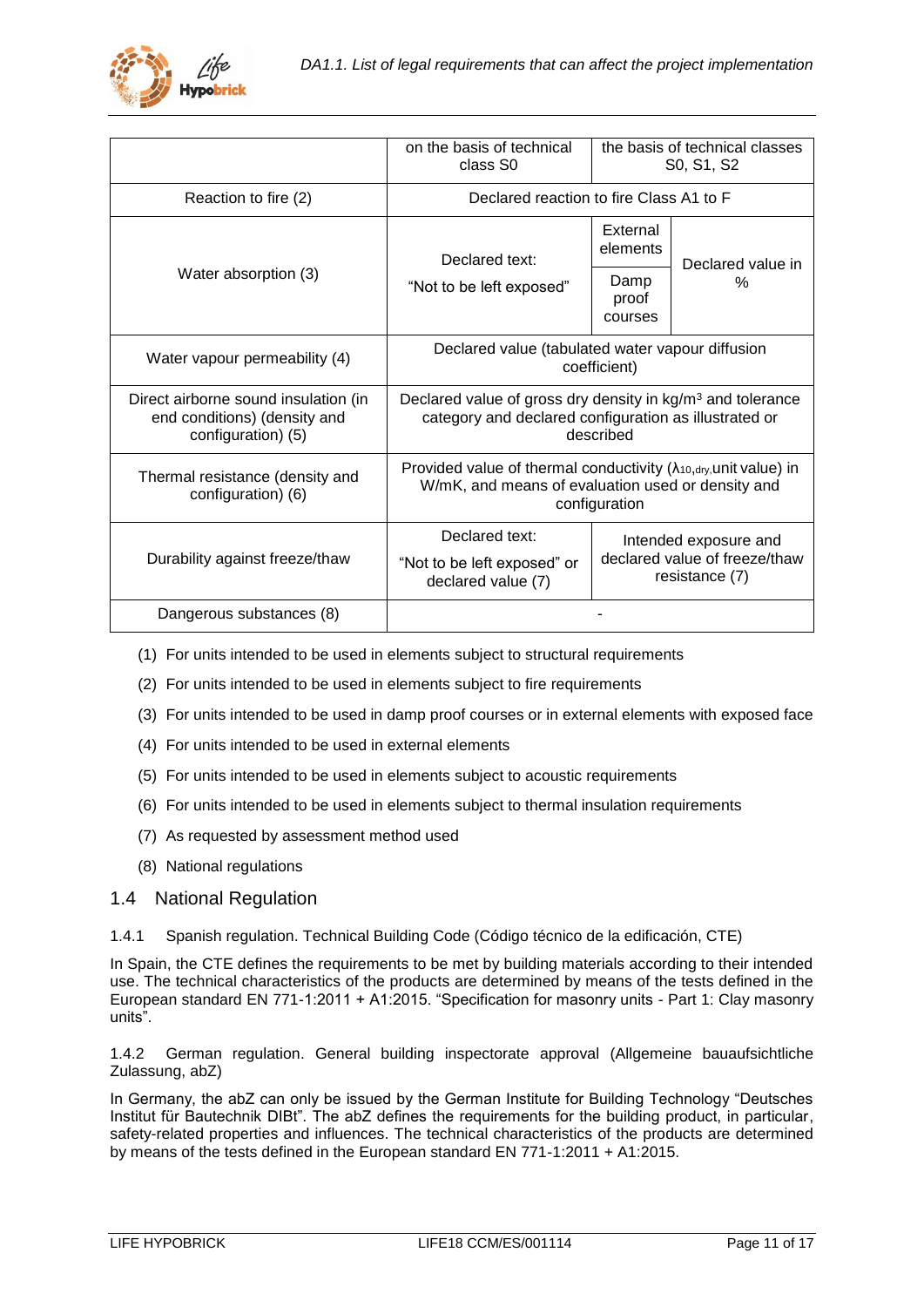| | on the basis of technical class S0 | the basis of technical classes S0, S1, S2 | |
|---|---|---|---|
| Reaction to fire (2) | Declared reaction to fire Class A1 to F | | |
| Water absorption (3) | Declared text: "Not to be left exposed" | External elements | Declared value in % |
| | | Damp proof courses | |
| Water vapour permeability (4) | Declared value (tabulated water vapour diffusion coefficient) | | |
| Direct airborne sound insulation (in end conditions) (density and configuration) (5) | Declared value of gross dry density in kg/m$^3$ and tolerance category and declared configuration as illustrated or described | | |
| Thermal resistance (density and configuration) (6) | Provided value of thermal conductivity ($\lambda_{10,dry,}$unit value) in W/mK, and means of evaluation used or density and configuration | | |
| Durability against freeze/thaw | Declared text: "Not to be left exposed" or declared value (7) | Intended exposure and declared value of freeze/thaw resistance (7) | |
| Dangerous substances (8) | - | | |

(1) For units intended to be used in elements subject to structural requirements

(2) For units intended to be used in elements subject to fire requirements

(3) For units intended to be used in damp proof courses or in external elements with exposed face

(4) For units intended to be used in external elements

(5) For units intended to be used in elements subject to acoustic requirements

(6) For units intended to be used in elements subject to thermal insulation requirements

(7) As requested by assessment method used

(8) National regulations

## 1.4 National Regulation

### 1.4.1 Spanish regulation. Technical Building Code (Código técnico de la edificación, CTE)

In Spain, the CTE defines the requirements to be met by building materials according to their intended use. The technical characteristics of the products are determined by means of the tests defined in the European standard EN 771-1:2011 + A1:2015. "Specification for masonry units - Part 1: Clay masonry units".

### 1.4.2 German regulation. General building inspectorate approval (Allgemeine bauaufsichtliche Zulassung, abZ)

In Germany, the abZ can only be issued by the German Institute for Building Technology "Deutsches Institut für Bautechnik DIBt". The abZ defines the requirements for the building product, in particular, safety-related properties and influences. The technical characteristics of the products are determined by means of the tests defined in the European standard EN 771-1:2011 + A1:2015.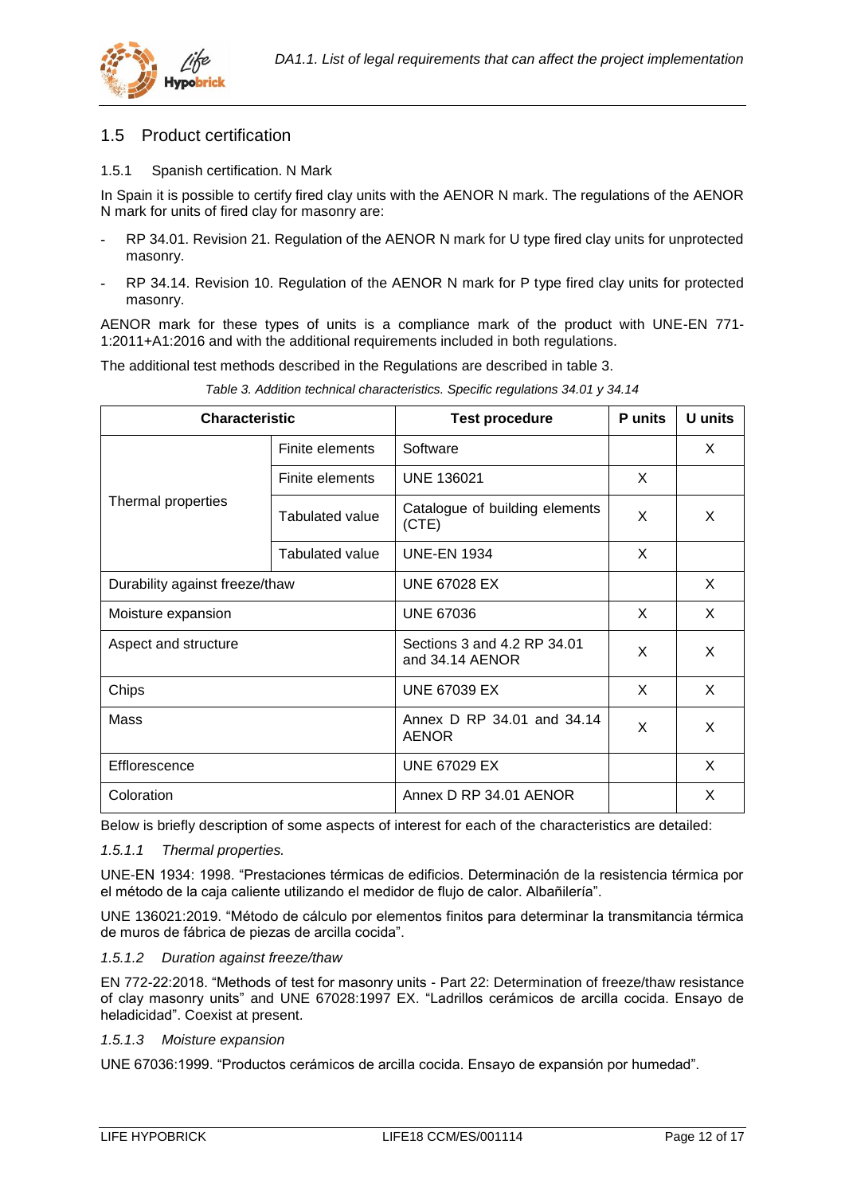## 1.5 Product certification

### 1.5.1 Spanish certification. N Mark

In Spain it is possible to certify fired clay units with the AENOR N mark. The regulations of the AENOR N mark for units of fired clay for masonry are:

- RP 34.01. Revision 21. Regulation of the AENOR N mark for U type fired clay units for unprotected masonry.
- RP 34.14. Revision 10. Regulation of the AENOR N mark for P type fired clay units for protected masonry.

AENOR mark for these types of units is a compliance mark of the product with UNE-EN 771-1:2011+A1:2016 and with the additional requirements included in both regulations.

The additional test methods described in the Regulations are described in table 3.

*Table 3. Addition technical characteristics. Specific regulations 34.01 y 34.14*

| Characteristic | | Test procedure | P units | U units |
|---|---|---|---|---|
| Thermal properties | Finite elements | Software | | X |
| | Finite elements | UNE 136021 | X | |
| | Tabulated value | Catalogue of building elements (CTE) | X | X |
| | Tabulated value | UNE-EN 1934 | X | |
| Durability against freeze/thaw | | UNE 67028 EX | | X |
| Moisture expansion | | UNE 67036 | X | X |
| Aspect and structure | | Sections 3 and 4.2 RP 34.01 and 34.14 AENOR | X | X |
| Chips | | UNE 67039 EX | X | X |
| Mass | | Annex D RP 34.01 and 34.14 AENOR | X | X |
| Efflorescence | | UNE 67029 EX | | X |
| Coloration | | Annex D RP 34.01 AENOR | | X |

Below is briefly description of some aspects of interest for each of the characteristics are detailed:

#### *1.5.1.1 Thermal properties.*

UNE-EN 1934: 1998. “Prestaciones térmicas de edificios. Determinación de la resistencia térmica por el método de la caja caliente utilizando el medidor de flujo de calor. Albañilería”.

UNE 136021:2019. “Método de cálculo por elementos finitos para determinar la transmitancia térmica de muros de fábrica de piezas de arcilla cocida”.

#### *1.5.1.2 Duration against freeze/thaw*

EN 772-22:2018. “Methods of test for masonry units - Part 22: Determination of freeze/thaw resistance of clay masonry units” and UNE 67028:1997 EX. “Ladrillos cerámicos de arcilla cocida. Ensayo de heladicidad”. Coexist at present.

#### *1.5.1.3 Moisture expansion*

UNE 67036:1999. “Productos cerámicos de arcilla cocida. Ensayo de expansión por humedad”.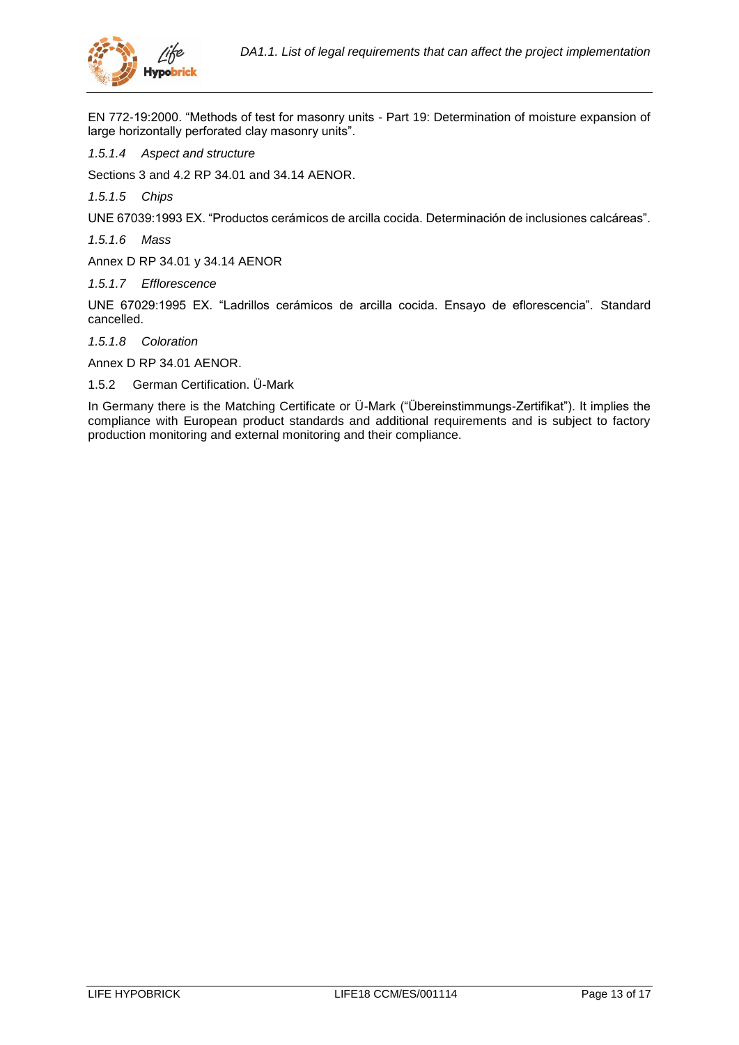EN 772-19:2000. “Methods of test for masonry units - Part 19: Determination of moisture expansion of large horizontally perforated clay masonry units”.

#### *1.5.1.4 Aspect and structure*

Sections 3 and 4.2 RP 34.01 and 34.14 AENOR.

#### *1.5.1.5 Chips*

UNE 67039:1993 EX. “Productos cerámicos de arcilla cocida. Determinación de inclusiones calcáreas”.

#### *1.5.1.6 Mass*

Annex D RP 34.01 y 34.14 AENOR

#### *1.5.1.7 Efflorescence*

UNE 67029:1995 EX. “Ladrillos cerámicos de arcilla cocida. Ensayo de eflorescencia”. Standard cancelled.

#### *1.5.1.8 Coloration*

Annex D RP 34.01 AENOR.

### 1.5.2 German Certification. Ü-Mark

In Germany there is the Matching Certificate or Ü-Mark (“Übereinstimmungs-Zertifikat”). It implies the compliance with European product standards and additional requirements and is subject to factory production monitoring and external monitoring and their compliance.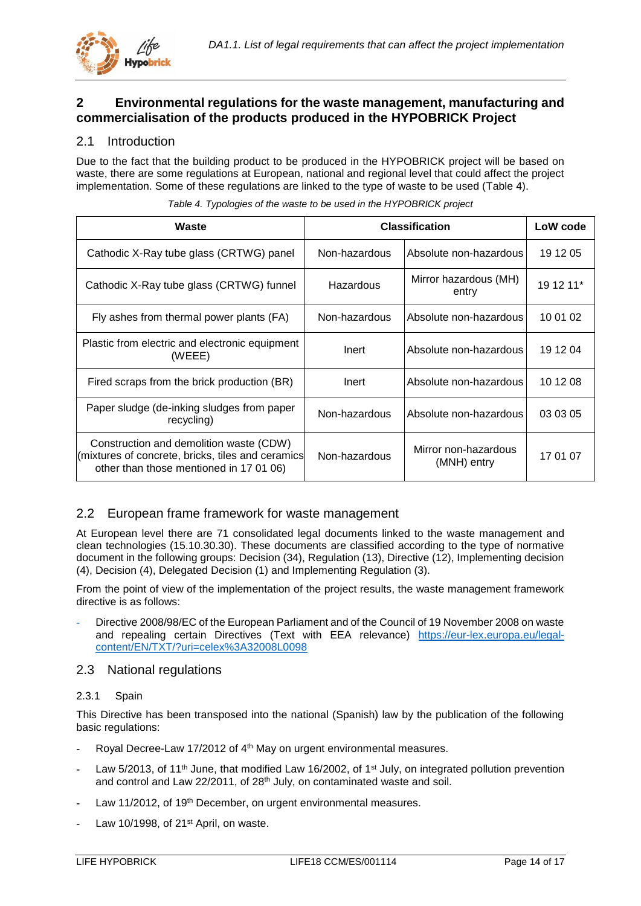## 2 Environmental regulations for the waste management, manufacturing and commercialisation of the products produced in the HYPOBRICK Project

### 2.1 Introduction

Due to the fact that the building product to be produced in the HYPOBRICK project will be based on waste, there are some regulations at European, national and regional level that could affect the project implementation. Some of these regulations are linked to the type of waste to be used (Table 4).

*Table 4. Typologies of the waste to be used in the HYPOBRICK project*

| Waste | Classification | | LoW code |
|---|---|---|---|
| Cathodic X-Ray tube glass (CRTWG) panel | Non-hazardous | Absolute non-hazardous | 19 12 05 |
| Cathodic X-Ray tube glass (CRTWG) funnel | Hazardous | Mirror hazardous (MH) entry | 19 12 11* |
| Fly ashes from thermal power plants (FA) | Non-hazardous | Absolute non-hazardous | 10 01 02 |
| Plastic from electric and electronic equipment (WEEE) | Inert | Absolute non-hazardous | 19 12 04 |
| Fired scraps from the brick production (BR) | Inert | Absolute non-hazardous | 10 12 08 |
| Paper sludge (de-inking sludges from paper recycling) | Non-hazardous | Absolute non-hazardous | 03 03 05 |
| Construction and demolition waste (CDW) (mixtures of concrete, bricks, tiles and ceramics other than those mentioned in 17 01 06) | Non-hazardous | Mirror non-hazardous (MNH) entry | 17 01 07 |

### 2.2 European frame framework for waste management

At European level there are 71 consolidated legal documents linked to the waste management and clean technologies (15.10.30.30). These documents are classified according to the type of normative document in the following groups: Decision (34), Regulation (13), Directive (12), Implementing decision (4), Decision (4), Delegated Decision (1) and Implementing Regulation (3).

From the point of view of the implementation of the project results, the waste management framework directive is as follows:

- Directive 2008/98/EC of the European Parliament and of the Council of 19 November 2008 on waste and repealing certain Directives (Text with EEA relevance) https://eur-lex.europa.eu/legal-content/EN/TXT/?uri=celex%3A32008L0098

### 2.3 National regulations

#### 2.3.1 Spain

This Directive has been transposed into the national (Spanish) law by the publication of the following basic regulations:

- Royal Decree-Law 17/2012 of 4th May on urgent environmental measures.
- Law 5/2013, of 11th June, that modified Law 16/2002, of 1st July, on integrated pollution prevention and control and Law 22/2011, of 28th July, on contaminated waste and soil.
- Law 11/2012, of 19th December, on urgent environmental measures.
- Law 10/1998, of 21st April, on waste.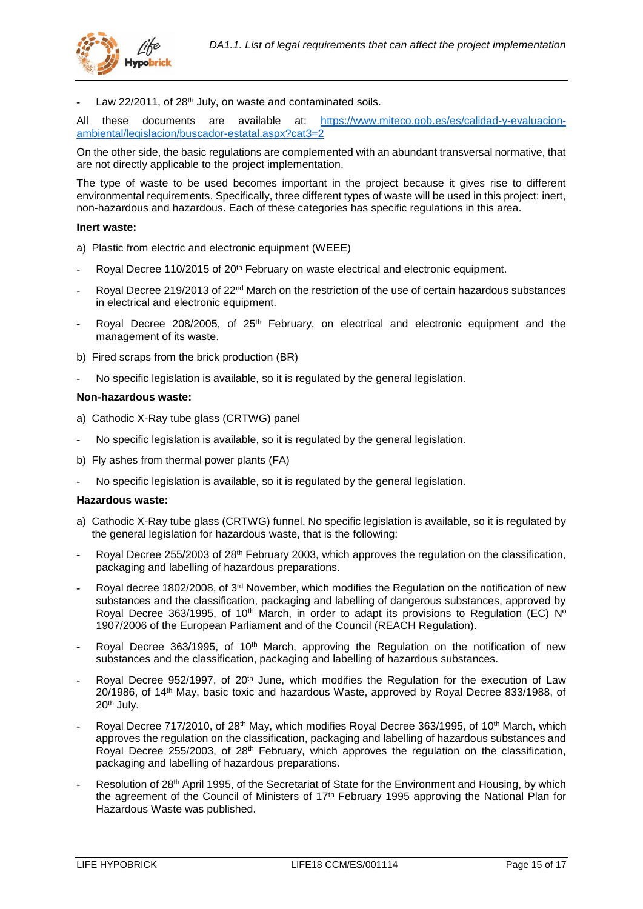- Law 22/2011, of 28th July, on waste and contaminated soils.

All these documents are available at: [https://www.miteco.gob.es/es/calidad-y-evaluacion-ambiental/legislacion/buscador-estatal.aspx?cat3=2](https://www.miteco.gob.es/es/calidad-y-evaluacion-ambiental/legislacion/buscador-estatal.aspx?cat3=2)

On the other side, the basic regulations are complemented with an abundant transversal normative, that are not directly applicable to the project implementation.

The type of waste to be used becomes important in the project because it gives rise to different environmental requirements. Specifically, three different types of waste will be used in this project: inert, non-hazardous and hazardous. Each of these categories has specific regulations in this area.

**Inert waste:**

a) Plastic from electric and electronic equipment (WEEE)

- Royal Decree 110/2015 of 20th February on waste electrical and electronic equipment.
- Royal Decree 219/2013 of 22nd March on the restriction of the use of certain hazardous substances in electrical and electronic equipment.
- Royal Decree 208/2005, of 25th February, on electrical and electronic equipment and the management of its waste.

b) Fired scraps from the brick production (BR)

- No specific legislation is available, so it is regulated by the general legislation.

**Non-hazardous waste:**

a) Cathodic X-Ray tube glass (CRTWG) panel

- No specific legislation is available, so it is regulated by the general legislation.

b) Fly ashes from thermal power plants (FA)

- No specific legislation is available, so it is regulated by the general legislation.

**Hazardous waste:**

a) Cathodic X-Ray tube glass (CRTWG) funnel. No specific legislation is available, so it is regulated by the general legislation for hazardous waste, that is the following:

- Royal Decree 255/2003 of 28th February 2003, which approves the regulation on the classification, packaging and labelling of hazardous preparations.
- Royal decree 1802/2008, of 3rd November, which modifies the Regulation on the notification of new substances and the classification, packaging and labelling of dangerous substances, approved by Royal Decree 363/1995, of 10th March, in order to adapt its provisions to Regulation (EC) Nº 1907/2006 of the European Parliament and of the Council (REACH Regulation).
- Royal Decree 363/1995, of 10th March, approving the Regulation on the notification of new substances and the classification, packaging and labelling of hazardous substances.
- Royal Decree 952/1997, of 20th June, which modifies the Regulation for the execution of Law 20/1986, of 14th May, basic toxic and hazardous Waste, approved by Royal Decree 833/1988, of 20th July.
- Royal Decree 717/2010, of 28th May, which modifies Royal Decree 363/1995, of 10th March, which approves the regulation on the classification, packaging and labelling of hazardous substances and Royal Decree 255/2003, of 28th February, which approves the regulation on the classification, packaging and labelling of hazardous preparations.
- Resolution of 28th April 1995, of the Secretariat of State for the Environment and Housing, by which the agreement of the Council of Ministers of 17th February 1995 approving the National Plan for Hazardous Waste was published.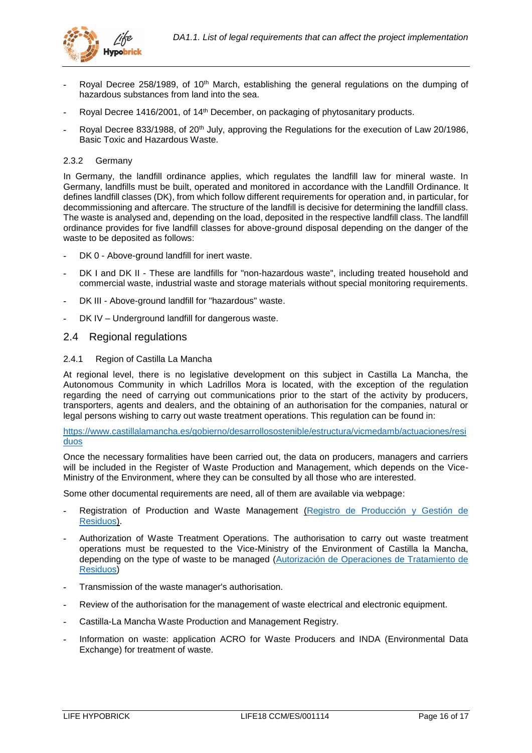- Royal Decree 258/1989, of 10th March, establishing the general regulations on the dumping of hazardous substances from land into the sea.
- Royal Decree 1416/2001, of 14th December, on packaging of phytosanitary products.
- Royal Decree 833/1988, of 20th July, approving the Regulations for the execution of Law 20/1986, Basic Toxic and Hazardous Waste.

#### 2.3.2 Germany

In Germany, the landfill ordinance applies, which regulates the landfill law for mineral waste. In Germany, landfills must be built, operated and monitored in accordance with the Landfill Ordinance. It defines landfill classes (DK), from which follow different requirements for operation and, in particular, for decommissioning and aftercare. The structure of the landfill is decisive for determining the landfill class. The waste is analysed and, depending on the load, deposited in the respective landfill class. The landfill ordinance provides for five landfill classes for above-ground disposal depending on the danger of the waste to be deposited as follows:

- DK 0 - Above-ground landfill for inert waste.
- DK I and DK II - These are landfills for "non-hazardous waste", including treated household and commercial waste, industrial waste and storage materials without special monitoring requirements.
- DK III - Above-ground landfill for "hazardous" waste.
- DK IV – Underground landfill for dangerous waste.

### 2.4 Regional regulations

#### 2.4.1 Region of Castilla La Mancha

At regional level, there is no legislative development on this subject in Castilla La Mancha, the Autonomous Community in which Ladrillos Mora is located, with the exception of the regulation regarding the need of carrying out communications prior to the start of the activity by producers, transporters, agents and dealers, and the obtaining of an authorisation for the companies, natural or legal persons wishing to carry out waste treatment operations. This regulation can be found in:

https://www.castillalamancha.es/gobierno/desarrollosostenible/estructura/vicmedamb/actuaciones/residuos

Once the necessary formalities have been carried out, the data on producers, managers and carriers will be included in the Register of Waste Production and Management, which depends on the Vice-Ministry of the Environment, where they can be consulted by all those who are interested.

Some other documental requirements are need, all of them are available via webpage:

- Registration of Production and Waste Management (Registro de Producción y Gestión de Residuos).
- Authorization of Waste Treatment Operations. The authorisation to carry out waste treatment operations must be requested to the Vice-Ministry of the Environment of Castilla la Mancha, depending on the type of waste to be managed (Autorización de Operaciones de Tratamiento de Residuos)
- Transmission of the waste manager's authorisation.
- Review of the authorisation for the management of waste electrical and electronic equipment.
- Castilla-La Mancha Waste Production and Management Registry.
- Information on waste: application ACRO for Waste Producers and INDA (Environmental Data Exchange) for treatment of waste.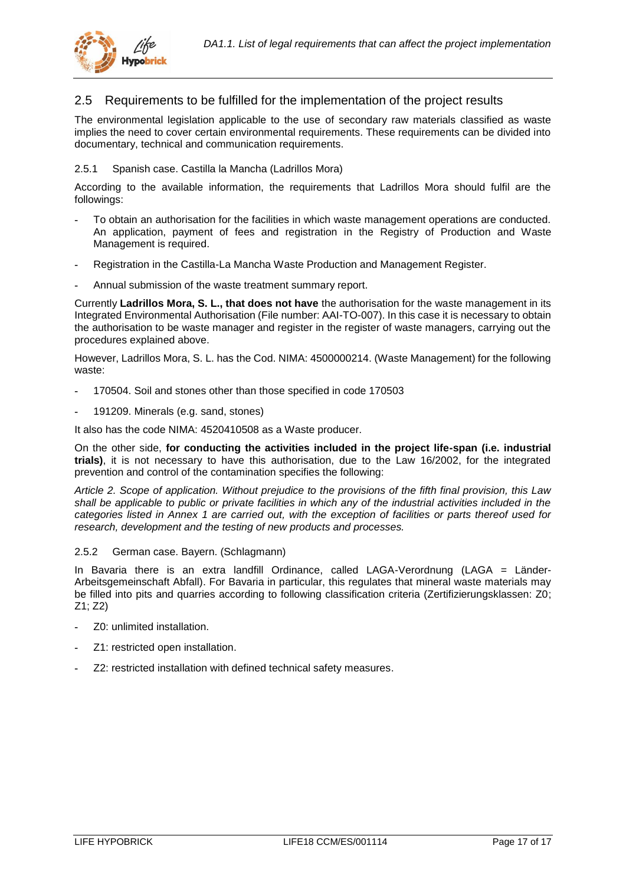## 2.5 Requirements to be fulfilled for the implementation of the project results

The environmental legislation applicable to the use of secondary raw materials classified as waste implies the need to cover certain environmental requirements. These requirements can be divided into documentary, technical and communication requirements.

### 2.5.1 Spanish case. Castilla la Mancha (Ladrillos Mora)

According to the available information, the requirements that Ladrillos Mora should fulfil are the followings:

- To obtain an authorisation for the facilities in which waste management operations are conducted. An application, payment of fees and registration in the Registry of Production and Waste Management is required.
- Registration in the Castilla-La Mancha Waste Production and Management Register.
- Annual submission of the waste treatment summary report.

Currently **Ladrillos Mora, S. L., that does not have** the authorisation for the waste management in its Integrated Environmental Authorisation (File number: AAI-TO-007). In this case it is necessary to obtain the authorisation to be waste manager and register in the register of waste managers, carrying out the procedures explained above.

However, Ladrillos Mora, S. L. has the Cod. NIMA: 4500000214. (Waste Management) for the following waste:

- 170504. Soil and stones other than those specified in code 170503
- 191209. Minerals (e.g. sand, stones)

It also has the code NIMA: 4520410508 as a Waste producer.

On the other side, **for conducting the activities included in the project life-span (i.e. industrial trials)**, it is not necessary to have this authorisation, due to the Law 16/2002, for the integrated prevention and control of the contamination specifies the following:

*Article 2. Scope of application. Without prejudice to the provisions of the fifth final provision, this Law shall be applicable to public or private facilities in which any of the industrial activities included in the categories listed in Annex 1 are carried out, with the exception of facilities or parts thereof used for research, development and the testing of new products and processes.*

### 2.5.2 German case. Bayern. (Schlagmann)

In Bavaria there is an extra landfill Ordinance, called LAGA-Verordnung (LAGA = Länder-Arbeitsgemeinschaft Abfall). For Bavaria in particular, this regulates that mineral waste materials may be filled into pits and quarries according to following classification criteria (Zertifizierungsklassen: Z0; Z1; Z2)

- Z0: unlimited installation.
- Z1: restricted open installation.
- Z2: restricted installation with defined technical safety measures.